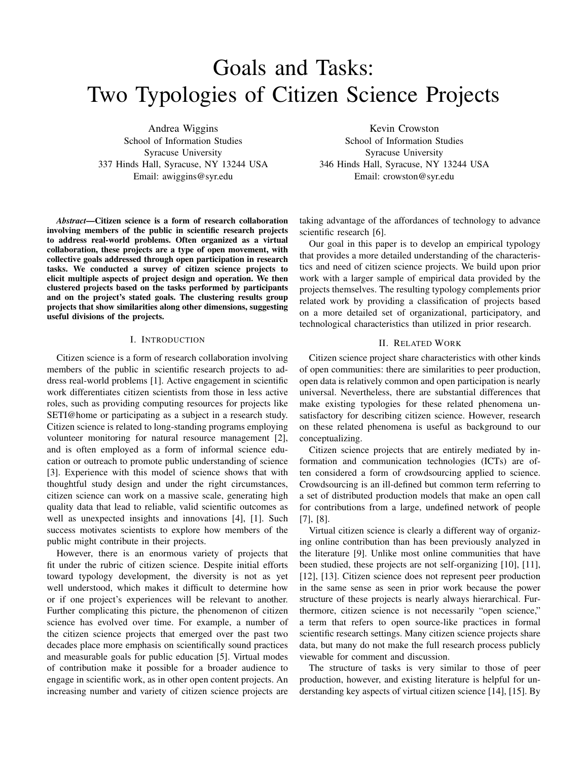# Goals and Tasks: Two Typologies of Citizen Science Projects

Andrea Wiggins
School of Information Studies
Syracuse University
337 Hinds Hall, Syracuse, NY 13244 USA
Email: awiggins@syr.edu

Kevin Crowston
School of Information Studies
Syracuse University
346 Hinds Hall, Syracuse, NY 13244 USA
Email: crowston@syr.edu

***Abstract*—Citizen science is a form of research collaboration involving members of the public in scientific research projects to address real-world problems. Often organized as a virtual collaboration, these projects are a type of open movement, with collective goals addressed through open participation in research tasks. We conducted a survey of citizen science projects to elicit multiple aspects of project design and operation. We then clustered projects based on the tasks performed by participants and on the project's stated goals. The clustering results group projects that show similarities along other dimensions, suggesting useful divisions of the projects.**

## I. Introduction

Citizen science is a form of research collaboration involving members of the public in scientific research projects to address real-world problems [1]. Active engagement in scientific work differentiates citizen scientists from those in less active roles, such as providing computing resources for projects like SETI@home or participating as a subject in a research study. Citizen science is related to long-standing programs employing volunteer monitoring for natural resource management [2], and is often employed as a form of informal science education or outreach to promote public understanding of science [3]. Experience with this model of science shows that with thoughtful study design and under the right circumstances, citizen science can work on a massive scale, generating high quality data that lead to reliable, valid scientific outcomes as well as unexpected insights and innovations [4], [1]. Such success motivates scientists to explore how members of the public might contribute in their projects.

However, there is an enormous variety of projects that fit under the rubric of citizen science. Despite initial efforts toward typology development, the diversity is not as yet well understood, which makes it difficult to determine how or if one project's experiences will be relevant to another. Further complicating this picture, the phenomenon of citizen science has evolved over time. For example, a number of the citizen science projects that emerged over the past two decades place more emphasis on scientifically sound practices and measurable goals for public education [5]. Virtual modes of contribution make it possible for a broader audience to engage in scientific work, as in other open content projects. An increasing number and variety of citizen science projects are taking advantage of the affordances of technology to advance scientific research [6].

Our goal in this paper is to develop an empirical typology that provides a more detailed understanding of the characteristics and need of citizen science projects. We build upon prior work with a larger sample of empirical data provided by the projects themselves. The resulting typology complements prior related work by providing a classification of projects based on a more detailed set of organizational, participatory, and technological characteristics than utilized in prior research.

## II. Related Work

Citizen science project share characteristics with other kinds of open communities: there are similarities to peer production, open data is relatively common and open participation is nearly universal. Nevertheless, there are substantial differences that make existing typologies for these related phenomena unsatisfactory for describing citizen science. However, research on these related phenomena is useful as background to our conceptualizing.

Citizen science projects that are entirely mediated by information and communication technologies (ICTs) are often considered a form of crowdsourcing applied to science. Crowdsourcing is an ill-defined but common term referring to a set of distributed production models that make an open call for contributions from a large, undefined network of people [7], [8].

Virtual citizen science is clearly a different way of organizing online contribution than has been previously analyzed in the literature [9]. Unlike most online communities that have been studied, these projects are not self-organizing [10], [11], [12], [13]. Citizen science does not represent peer production in the same sense as seen in prior work because the power structure of these projects is nearly always hierarchical. Furthermore, citizen science is not necessarily "open science," a term that refers to open source-like practices in formal scientific research settings. Many citizen science projects share data, but many do not make the full research process publicly viewable for comment and discussion.

The structure of tasks is very similar to those of peer production, however, and existing literature is helpful for understanding key aspects of virtual citizen science [14], [15]. By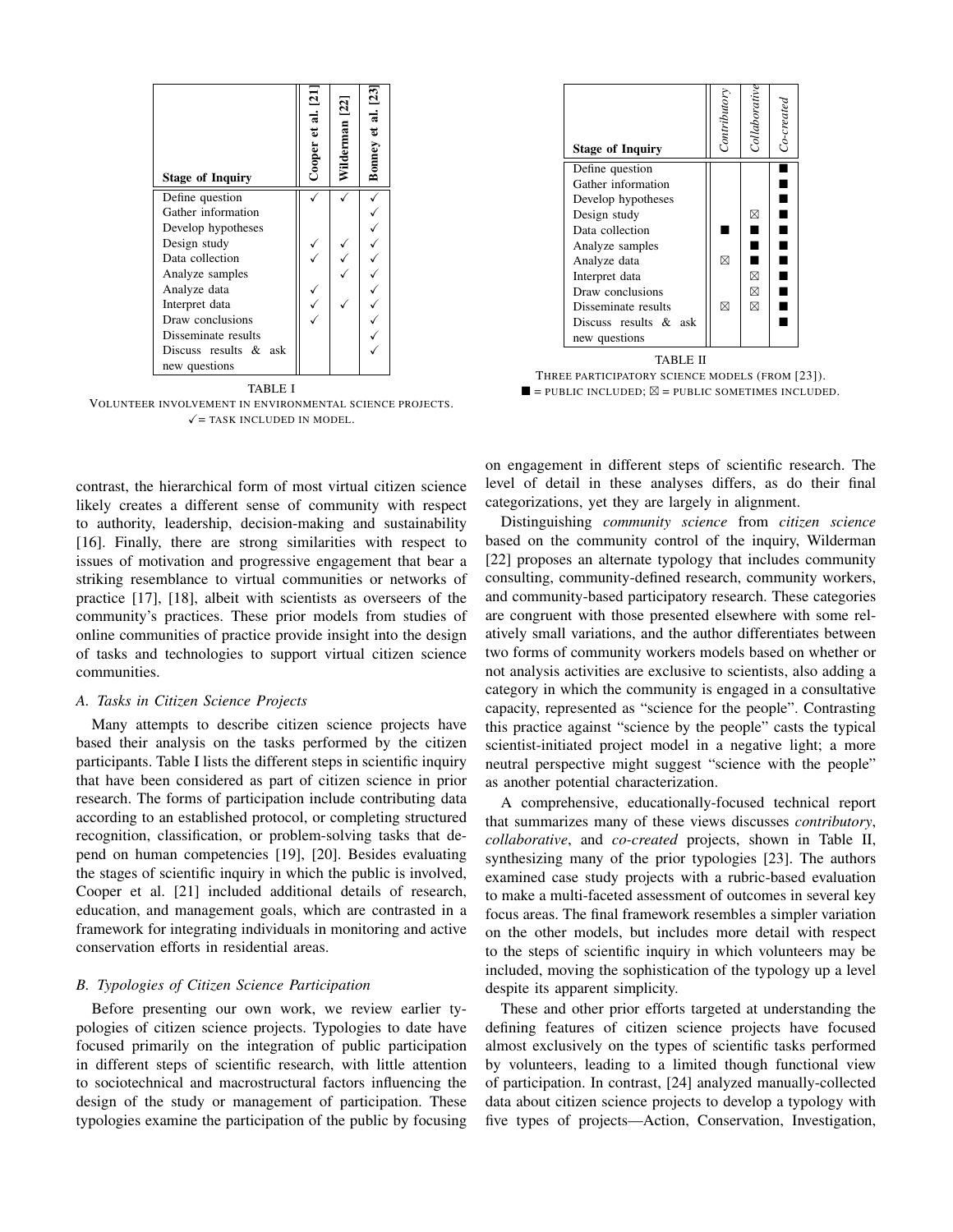| Stage of Inquiry | Cooper et al. [21] | Wilderman [22] | Bonney et al. [23] |
|---|---|---|---|
| Define question | ✓ | ✓ | ✓ |
| Gather information | | | ✓ |
| Develop hypotheses | | | ✓ |
| Design study | ✓ | ✓ | ✓ |
| Data collection | ✓ | ✓ | ✓ |
| Analyze samples | | ✓ | ✓ |
| Analyze data | ✓ | | ✓ |
| Interpret data | ✓ | ✓ | ✓ |
| Draw conclusions | ✓ | | ✓ |
| Disseminate results | | | ✓ |
| Discuss results & ask new questions | | | ✓ |

TABLE I
VOLUNTEER INVOLVEMENT IN ENVIRONMENTAL SCIENCE PROJECTS.
✓= TASK INCLUDED IN MODEL.

| Stage of Inquiry | *Contributory* | *Collaborative* | *Co-created* |
|---|---|---|---|
| Define question | | | ■ |
| Gather information | | | ■ |
| Develop hypotheses | | | ■ |
| Design study | | ⊠ | ■ |
| Data collection | ■ | ■ | ■ |
| Analyze samples | | ■ | ■ |
| Analyze data | ⊠ | ■ | ■ |
| Interpret data | | ⊠ | ■ |
| Draw conclusions | | ⊠ | ■ |
| Disseminate results | ⊠ | ⊠ | ■ |
| Discuss results & ask new questions | | | ■ |

TABLE II
THREE PARTICIPATORY SCIENCE MODELS (FROM [23]).
■ = PUBLIC INCLUDED; ⊠ = PUBLIC SOMETIMES INCLUDED.

contrast, the hierarchical form of most virtual citizen science likely creates a different sense of community with respect to authority, leadership, decision-making and sustainability [16]. Finally, there are strong similarities with respect to issues of motivation and progressive engagement that bear a striking resemblance to virtual communities or networks of practice [17], [18], albeit with scientists as overseers of the community's practices. These prior models from studies of online communities of practice provide insight into the design of tasks and technologies to support virtual citizen science communities.

### A. Tasks in Citizen Science Projects

Many attempts to describe citizen science projects have based their analysis on the tasks performed by the citizen participants. Table I lists the different steps in scientific inquiry that have been considered as part of citizen science in prior research. The forms of participation include contributing data according to an established protocol, or completing structured recognition, classification, or problem-solving tasks that depend on human competencies [19], [20]. Besides evaluating the stages of scientific inquiry in which the public is involved, Cooper et al. [21] included additional details of research, education, and management goals, which are contrasted in a framework for integrating individuals in monitoring and active conservation efforts in residential areas.

### B. Typologies of Citizen Science Participation

Before presenting our own work, we review earlier typologies of citizen science projects. Typologies to date have focused primarily on the integration of public participation in different steps of scientific research, with little attention to sociotechnical and macrostructural factors influencing the design of the study or management of participation. These typologies examine the participation of the public by focusing on engagement in different steps of scientific research. The level of detail in these analyses differs, as do their final categorizations, yet they are largely in alignment.

Distinguishing *community science* from *citizen science* based on the community control of the inquiry, Wilderman [22] proposes an alternate typology that includes community consulting, community-defined research, community workers, and community-based participatory research. These categories are congruent with those presented elsewhere with some relatively small variations, and the author differentiates between two forms of community workers models based on whether or not analysis activities are exclusive to scientists, also adding a category in which the community is engaged in a consultative capacity, represented as "science for the people". Contrasting this practice against "science by the people" casts the typical scientist-initiated project model in a negative light; a more neutral perspective might suggest "science with the people" as another potential characterization.

A comprehensive, educationally-focused technical report that summarizes many of these views discusses *contributory*, *collaborative*, and *co-created* projects, shown in Table II, synthesizing many of the prior typologies [23]. The authors examined case study projects with a rubric-based evaluation to make a multi-faceted assessment of outcomes in several key focus areas. The final framework resembles a simpler variation on the other models, but includes more detail with respect to the steps of scientific inquiry in which volunteers may be included, moving the sophistication of the typology up a level despite its apparent simplicity.

These and other prior efforts targeted at understanding the defining features of citizen science projects have focused almost exclusively on the types of scientific tasks performed by volunteers, leading to a limited though functional view of participation. In contrast, [24] analyzed manually-collected data about citizen science projects to develop a typology with five types of projects—Action, Conservation, Investigation,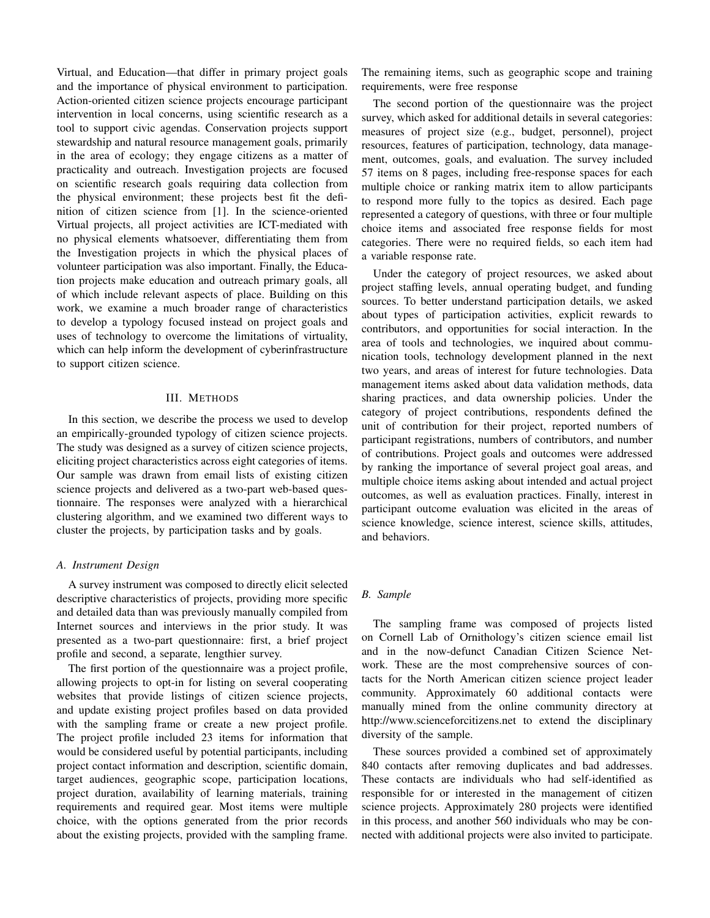Virtual, and Education—that differ in primary project goals and the importance of physical environment to participation. Action-oriented citizen science projects encourage participant intervention in local concerns, using scientific research as a tool to support civic agendas. Conservation projects support stewardship and natural resource management goals, primarily in the area of ecology; they engage citizens as a matter of practicality and outreach. Investigation projects are focused on scientific research goals requiring data collection from the physical environment; these projects best fit the definition of citizen science from [1]. In the science-oriented Virtual projects, all project activities are ICT-mediated with no physical elements whatsoever, differentiating them from the Investigation projects in which the physical places of volunteer participation was also important. Finally, the Education projects make education and outreach primary goals, all of which include relevant aspects of place. Building on this work, we examine a much broader range of characteristics to develop a typology focused instead on project goals and uses of technology to overcome the limitations of virtuality, which can help inform the development of cyberinfrastructure to support citizen science.

## III. Methods

In this section, we describe the process we used to develop an empirically-grounded typology of citizen science projects. The study was designed as a survey of citizen science projects, eliciting project characteristics across eight categories of items. Our sample was drawn from email lists of existing citizen science projects and delivered as a two-part web-based questionnaire. The responses were analyzed with a hierarchical clustering algorithm, and we examined two different ways to cluster the projects, by participation tasks and by goals.

### *A. Instrument Design*

A survey instrument was composed to directly elicit selected descriptive characteristics of projects, providing more specific and detailed data than was previously manually compiled from Internet sources and interviews in the prior study. It was presented as a two-part questionnaire: first, a brief project profile and second, a separate, lengthier survey.

The first portion of the questionnaire was a project profile, allowing projects to opt-in for listing on several cooperating websites that provide listings of citizen science projects, and update existing project profiles based on data provided with the sampling frame or create a new project profile. The project profile included 23 items for information that would be considered useful by potential participants, including project contact information and description, scientific domain, target audiences, geographic scope, participation locations, project duration, availability of learning materials, training requirements and required gear. Most items were multiple choice, with the options generated from the prior records about the existing projects, provided with the sampling frame. The remaining items, such as geographic scope and training requirements, were free response

The second portion of the questionnaire was the project survey, which asked for additional details in several categories: measures of project size (e.g., budget, personnel), project resources, features of participation, technology, data management, outcomes, goals, and evaluation. The survey included 57 items on 8 pages, including free-response spaces for each multiple choice or ranking matrix item to allow participants to respond more fully to the topics as desired. Each page represented a category of questions, with three or four multiple choice items and associated free response fields for most categories. There were no required fields, so each item had a variable response rate.

Under the category of project resources, we asked about project staffing levels, annual operating budget, and funding sources. To better understand participation details, we asked about types of participation activities, explicit rewards to contributors, and opportunities for social interaction. In the area of tools and technologies, we inquired about communication tools, technology development planned in the next two years, and areas of interest for future technologies. Data management items asked about data validation methods, data sharing practices, and data ownership policies. Under the category of project contributions, respondents defined the unit of contribution for their project, reported numbers of participant registrations, numbers of contributors, and number of contributions. Project goals and outcomes were addressed by ranking the importance of several project goal areas, and multiple choice items asking about intended and actual project outcomes, as well as evaluation practices. Finally, interest in participant outcome evaluation was elicited in the areas of science knowledge, science interest, science skills, attitudes, and behaviors.

### *B. Sample*

The sampling frame was composed of projects listed on Cornell Lab of Ornithology's citizen science email list and in the now-defunct Canadian Citizen Science Network. These are the most comprehensive sources of contacts for the North American citizen science project leader community. Approximately 60 additional contacts were manually mined from the online community directory at http://www.scienceforcitizens.net to extend the disciplinary diversity of the sample.

These sources provided a combined set of approximately 840 contacts after removing duplicates and bad addresses. These contacts are individuals who had self-identified as responsible for or interested in the management of citizen science projects. Approximately 280 projects were identified in this process, and another 560 individuals who may be connected with additional projects were also invited to participate.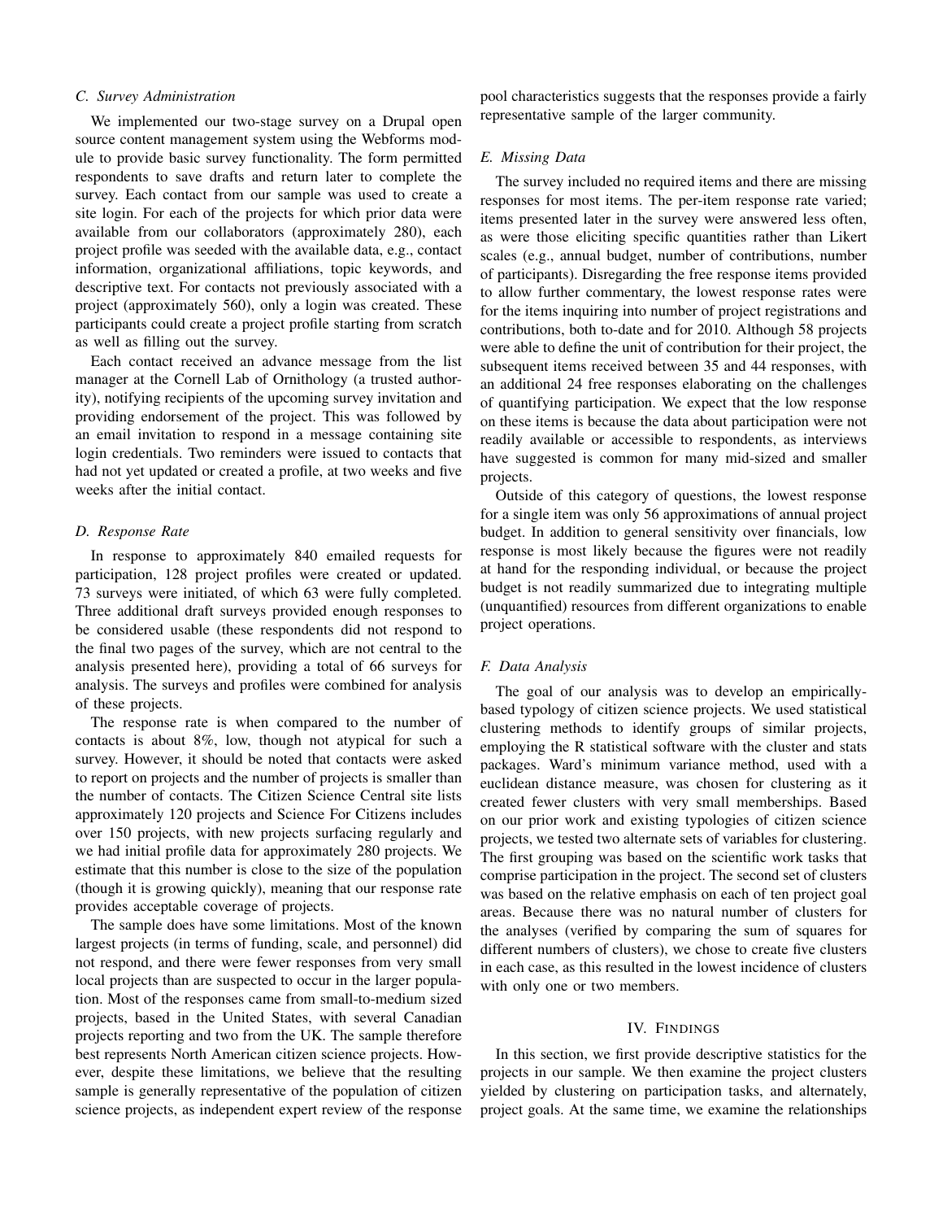### C. Survey Administration

We implemented our two-stage survey on a Drupal open source content management system using the Webforms module to provide basic survey functionality. The form permitted respondents to save drafts and return later to complete the survey. Each contact from our sample was used to create a site login. For each of the projects for which prior data were available from our collaborators (approximately 280), each project profile was seeded with the available data, e.g., contact information, organizational affiliations, topic keywords, and descriptive text. For contacts not previously associated with a project (approximately 560), only a login was created. These participants could create a project profile starting from scratch as well as filling out the survey.

Each contact received an advance message from the list manager at the Cornell Lab of Ornithology (a trusted authority), notifying recipients of the upcoming survey invitation and providing endorsement of the project. This was followed by an email invitation to respond in a message containing site login credentials. Two reminders were issued to contacts that had not yet updated or created a profile, at two weeks and five weeks after the initial contact.

### D. Response Rate

In response to approximately 840 emailed requests for participation, 128 project profiles were created or updated. 73 surveys were initiated, of which 63 were fully completed. Three additional draft surveys provided enough responses to be considered usable (these respondents did not respond to the final two pages of the survey, which are not central to the analysis presented here), providing a total of 66 surveys for analysis. The surveys and profiles were combined for analysis of these projects.

The response rate is when compared to the number of contacts is about 8%, low, though not atypical for such a survey. However, it should be noted that contacts were asked to report on projects and the number of projects is smaller than the number of contacts. The Citizen Science Central site lists approximately 120 projects and Science For Citizens includes over 150 projects, with new projects surfacing regularly and we had initial profile data for approximately 280 projects. We estimate that this number is close to the size of the population (though it is growing quickly), meaning that our response rate provides acceptable coverage of projects.

The sample does have some limitations. Most of the known largest projects (in terms of funding, scale, and personnel) did not respond, and there were fewer responses from very small local projects than are suspected to occur in the larger population. Most of the responses came from small-to-medium sized projects, based in the United States, with several Canadian projects reporting and two from the UK. The sample therefore best represents North American citizen science projects. However, despite these limitations, we believe that the resulting sample is generally representative of the population of citizen science projects, as independent expert review of the response pool characteristics suggests that the responses provide a fairly representative sample of the larger community.

### E. Missing Data

The survey included no required items and there are missing responses for most items. The per-item response rate varied; items presented later in the survey were answered less often, as were those eliciting specific quantities rather than Likert scales (e.g., annual budget, number of contributions, number of participants). Disregarding the free response items provided to allow further commentary, the lowest response rates were for the items inquiring into number of project registrations and contributions, both to-date and for 2010. Although 58 projects were able to define the unit of contribution for their project, the subsequent items received between 35 and 44 responses, with an additional 24 free responses elaborating on the challenges of quantifying participation. We expect that the low response on these items is because the data about participation were not readily available or accessible to respondents, as interviews have suggested is common for many mid-sized and smaller projects.

Outside of this category of questions, the lowest response for a single item was only 56 approximations of annual project budget. In addition to general sensitivity over financials, low response is most likely because the figures were not readily at hand for the responding individual, or because the project budget is not readily summarized due to integrating multiple (unquantified) resources from different organizations to enable project operations.

### F. Data Analysis

The goal of our analysis was to develop an empirically-based typology of citizen science projects. We used statistical clustering methods to identify groups of similar projects, employing the R statistical software with the cluster and stats packages. Ward's minimum variance method, used with a euclidean distance measure, was chosen for clustering as it created fewer clusters with very small memberships. Based on our prior work and existing typologies of citizen science projects, we tested two alternate sets of variables for clustering. The first grouping was based on the scientific work tasks that comprise participation in the project. The second set of clusters was based on the relative emphasis on each of ten project goal areas. Because there was no natural number of clusters for the analyses (verified by comparing the sum of squares for different numbers of clusters), we chose to create five clusters in each case, as this resulted in the lowest incidence of clusters with only one or two members.

## IV. Findings

In this section, we first provide descriptive statistics for the projects in our sample. We then examine the project clusters yielded by clustering on participation tasks, and alternately, project goals. At the same time, we examine the relationships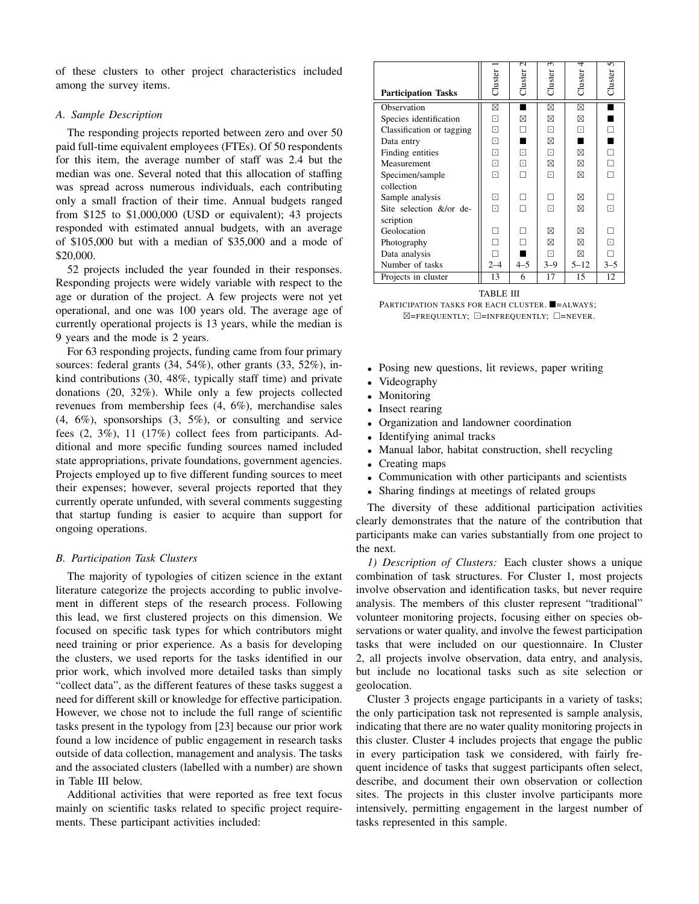of these clusters to other project characteristics included among the survey items.

### A. Sample Description

The responding projects reported between zero and over 50 paid full-time equivalent employees (FTEs). Of 50 respondents for this item, the average number of staff was 2.4 but the median was one. Several noted that this allocation of staffing was spread across numerous individuals, each contributing only a small fraction of their time. Annual budgets ranged from $125 to $1,000,000 (USD or equivalent); 43 projects responded with estimated annual budgets, with an average of $105,000 but with a median of $35,000 and a mode of $20,000.

52 projects included the year founded in their responses. Responding projects were widely variable with respect to the age or duration of the project. A few projects were not yet operational, and one was 100 years old. The average age of currently operational projects is 13 years, while the median is 9 years and the mode is 2 years.

For 63 responding projects, funding came from four primary sources: federal grants (34, 54%), other grants (33, 52%), in-kind contributions (30, 48%, typically staff time) and private donations (20, 32%). While only a few projects collected revenues from membership fees (4, 6%), merchandise sales (4, 6%), sponsorships (3, 5%), or consulting and service fees (2, 3%), 11 (17%) collect fees from participants. Additional and more specific funding sources named included state appropriations, private foundations, government agencies. Projects employed up to five different funding sources to meet their expenses; however, several projects reported that they currently operate unfunded, with several comments suggesting that startup funding is easier to acquire than support for ongoing operations.

### B. Participation Task Clusters

The majority of typologies of citizen science in the extant literature categorize the projects according to public involvement in different steps of the research process. Following this lead, we first clustered projects on this dimension. We focused on specific task types for which contributors might need training or prior experience. As a basis for developing the clusters, we used reports for the tasks identified in our prior work, which involved more detailed tasks than simply "collect data", as the different features of these tasks suggest a need for different skill or knowledge for effective participation. However, we chose not to include the full range of scientific tasks present in the typology from [23] because our prior work found a low incidence of public engagement in research tasks outside of data collection, management and analysis. The tasks and the associated clusters (labelled with a number) are shown in Table III below.

| **Participation Tasks** | Cluster 1 | Cluster 2 | Cluster 3 | Cluster 4 | Cluster 5 |
|---|---|---|---|---|---|
| Observation | ⊠ | ■ | ⊠ | ⊠ | ■ |
| Species identification | ⊡ | ⊠ | ⊠ | ⊠ | ■ |
| Classification or tagging | ⊡ | □ | ⊡ | ⊡ | □ |
| Data entry | ⊡ | ■ | ⊠ | ■ | ■ |
| Finding entities | ⊡ | ⊡ | ⊡ | ⊠ | □ |
| Measurement | ⊡ | ⊡ | ⊠ | ⊠ | □ |
| Specimen/sample collection | ⊡ | □ | ⊡ | ⊠ | □ |
| Sample analysis | ⊡ | □ | □ | ⊠ | □ |
| Site selection &/or description | ⊡ | □ | ⊡ | ⊠ | ⊡ |
| Geolocation | □ | □ | ⊠ | ⊠ | □ |
| Photography | □ | □ | ⊠ | ⊠ | ⊡ |
| Data analysis | □ | ■ | ⊡ | ⊠ | □ |
| Number of tasks | 2–4 | 4–5 | 3–9 | 5–12 | 3–5 |
| Projects in cluster | 13 | 6 | 17 | 15 | 12 |

TABLE III
PARTICIPATION TASKS FOR EACH CLUSTER. ■=ALWAYS; ⊠=FREQUENTLY; ⊡=INFREQUENTLY; □=NEVER.

Additional activities that were reported as free text focus mainly on scientific tasks related to specific project requirements. These participant activities included:

- Posing new questions, lit reviews, paper writing
- Videography
- Monitoring
- Insect rearing
- Organization and landowner coordination
- Identifying animal tracks
- Manual labor, habitat construction, shell recycling
- Creating maps
- Communication with other participants and scientists
- Sharing findings at meetings of related groups

The diversity of these additional participation activities clearly demonstrates that the nature of the contribution that participants make can varies substantially from one project to the next.

*1) Description of Clusters:* Each cluster shows a unique combination of task structures. For Cluster 1, most projects involve observation and identification tasks, but never require analysis. The members of this cluster represent "traditional" volunteer monitoring projects, focusing either on species observations or water quality, and involve the fewest participation tasks that were included on our questionnaire. In Cluster 2, all projects involve observation, data entry, and analysis, but include no locational tasks such as site selection or geolocation.

Cluster 3 projects engage participants in a variety of tasks; the only participation task not represented is sample analysis, indicating that there are no water quality monitoring projects in this cluster. Cluster 4 includes projects that engage the public in every participation task we considered, with fairly frequent incidence of tasks that suggest participants often select, describe, and document their own observation or collection sites. The projects in this cluster involve participants more intensively, permitting engagement in the largest number of tasks represented in this sample.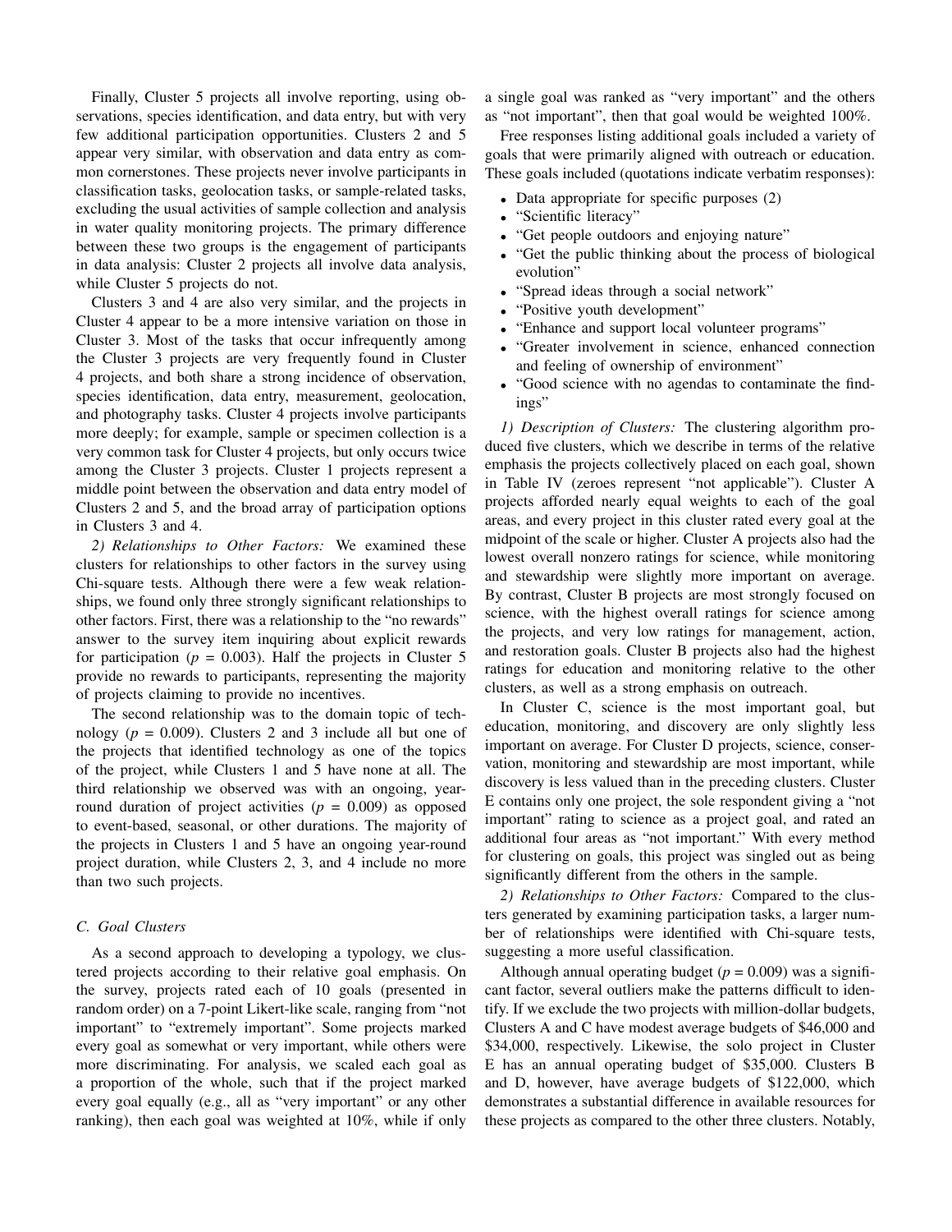Finally, Cluster 5 projects all involve reporting, using observations, species identification, and data entry, but with very few additional participation opportunities. Clusters 2 and 5 appear very similar, with observation and data entry as common cornerstones. These projects never involve participants in classification tasks, geolocation tasks, or sample-related tasks, excluding the usual activities of sample collection and analysis in water quality monitoring projects. The primary difference between these two groups is the engagement of participants in data analysis: Cluster 2 projects all involve data analysis, while Cluster 5 projects do not.

Clusters 3 and 4 are also very similar, and the projects in Cluster 4 appear to be a more intensive variation on those in Cluster 3. Most of the tasks that occur infrequently among the Cluster 3 projects are very frequently found in Cluster 4 projects, and both share a strong incidence of observation, species identification, data entry, measurement, geolocation, and photography tasks. Cluster 4 projects involve participants more deeply; for example, sample or specimen collection is a very common task for Cluster 4 projects, but only occurs twice among the Cluster 3 projects. Cluster 1 projects represent a middle point between the observation and data entry model of Clusters 2 and 5, and the broad array of participation options in Clusters 3 and 4.

*2) Relationships to Other Factors:* We examined these clusters for relationships to other factors in the survey using Chi-square tests. Although there were a few weak relationships, we found only three strongly significant relationships to other factors. First, there was a relationship to the "no rewards" answer to the survey item inquiring about explicit rewards for participation ($p$ = 0.003). Half the projects in Cluster 5 provide no rewards to participants, representing the majority of projects claiming to provide no incentives.

The second relationship was to the domain topic of technology ($p$ = 0.009). Clusters 2 and 3 include all but one of the projects that identified technology as one of the topics of the project, while Clusters 1 and 5 have none at all. The third relationship we observed was with an ongoing, year-round duration of project activities ($p$ = 0.009) as opposed to event-based, seasonal, or other durations. The majority of the projects in Clusters 1 and 5 have an ongoing year-round project duration, while Clusters 2, 3, and 4 include no more than two such projects.

### C. Goal Clusters

As a second approach to developing a typology, we clustered projects according to their relative goal emphasis. On the survey, projects rated each of 10 goals (presented in random order) on a 7-point Likert-like scale, ranging from "not important" to "extremely important". Some projects marked every goal as somewhat or very important, while others were more discriminating. For analysis, we scaled each goal as a proportion of the whole, such that if the project marked every goal equally (e.g., all as "very important" or any other ranking), then each goal was weighted at 10%, while if only a single goal was ranked as "very important" and the others as "not important", then that goal would be weighted 100%.

Free responses listing additional goals included a variety of goals that were primarily aligned with outreach or education. These goals included (quotations indicate verbatim responses):

- Data appropriate for specific purposes (2)
- "Scientific literacy"
- "Get people outdoors and enjoying nature"
- "Get the public thinking about the process of biological evolution"
- "Spread ideas through a social network"
- "Positive youth development"
- "Enhance and support local volunteer programs"
- "Greater involvement in science, enhanced connection and feeling of ownership of environment"
- "Good science with no agendas to contaminate the findings"

*1) Description of Clusters:* The clustering algorithm produced five clusters, which we describe in terms of the relative emphasis the projects collectively placed on each goal, shown in Table IV (zeroes represent "not applicable"). Cluster A projects afforded nearly equal weights to each of the goal areas, and every project in this cluster rated every goal at the midpoint of the scale or higher. Cluster A projects also had the lowest overall nonzero ratings for science, while monitoring and stewardship were slightly more important on average. By contrast, Cluster B projects are most strongly focused on science, with the highest overall ratings for science among the projects, and very low ratings for management, action, and restoration goals. Cluster B projects also had the highest ratings for education and monitoring relative to the other clusters, as well as a strong emphasis on outreach.

In Cluster C, science is the most important goal, but education, monitoring, and discovery are only slightly less important on average. For Cluster D projects, science, conservation, monitoring and stewardship are most important, while discovery is less valued than in the preceding clusters. Cluster E contains only one project, the sole respondent giving a "not important" rating to science as a project goal, and rated an additional four areas as "not important." With every method for clustering on goals, this project was singled out as being significantly different from the others in the sample.

*2) Relationships to Other Factors:* Compared to the clusters generated by examining participation tasks, a larger number of relationships were identified with Chi-square tests, suggesting a more useful classification.

Although annual operating budget ($p$ = 0.009) was a significant factor, several outliers make the patterns difficult to identify. If we exclude the two projects with million-dollar budgets, Clusters A and C have modest average budgets of $46,000 and $34,000, respectively. Likewise, the solo project in Cluster E has an annual operating budget of $35,000. Clusters B and D, however, have average budgets of $122,000, which demonstrates a substantial difference in available resources for these projects as compared to the other three clusters. Notably,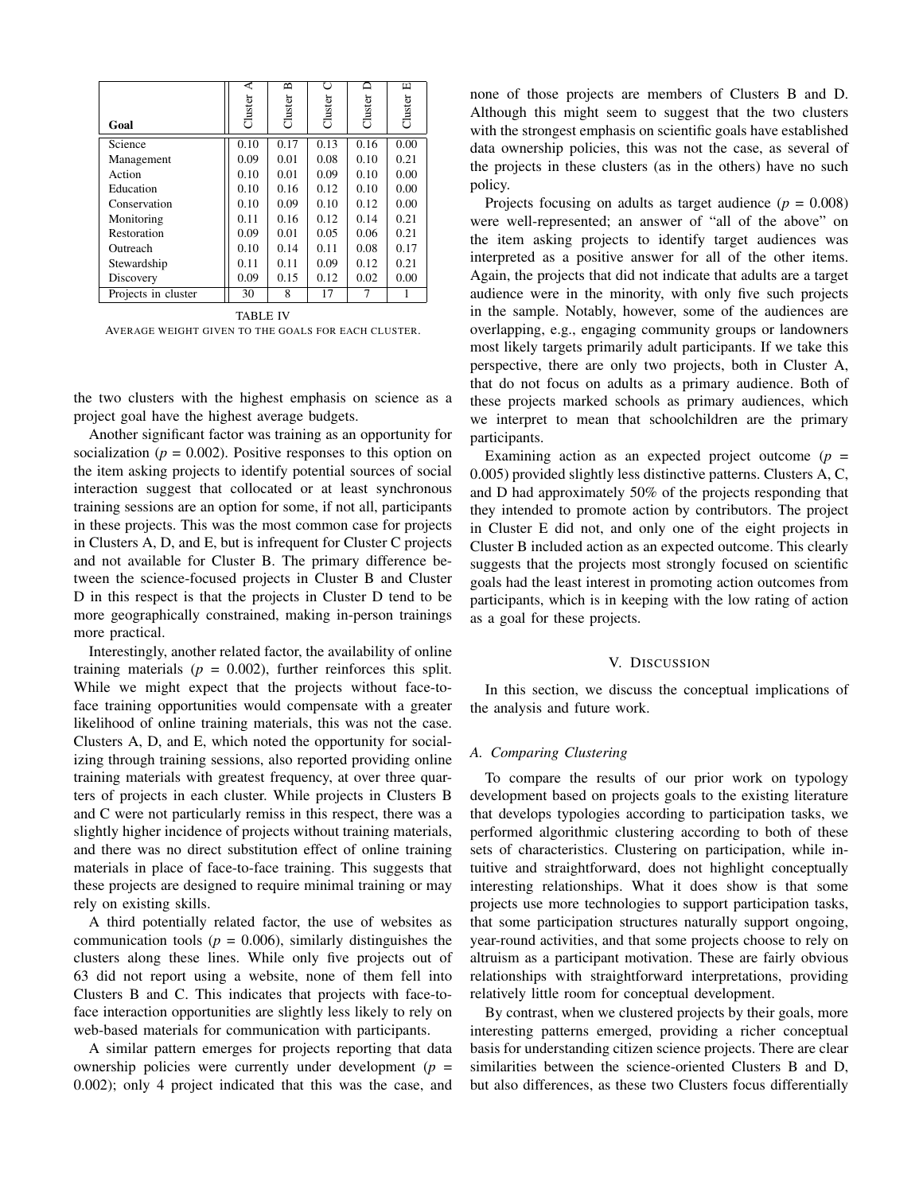| Goal | Cluster A | Cluster B | Cluster C | Cluster D | Cluster E |
|---|---|---|---|---|---|
| Science | 0.10 | 0.17 | 0.13 | 0.16 | 0.00 |
| Management | 0.09 | 0.01 | 0.08 | 0.10 | 0.21 |
| Action | 0.10 | 0.01 | 0.09 | 0.10 | 0.00 |
| Education | 0.10 | 0.16 | 0.12 | 0.10 | 0.00 |
| Conservation | 0.10 | 0.09 | 0.10 | 0.12 | 0.00 |
| Monitoring | 0.11 | 0.16 | 0.12 | 0.14 | 0.21 |
| Restoration | 0.09 | 0.01 | 0.05 | 0.06 | 0.21 |
| Outreach | 0.10 | 0.14 | 0.11 | 0.08 | 0.17 |
| Stewardship | 0.11 | 0.11 | 0.09 | 0.12 | 0.21 |
| Discovery | 0.09 | 0.15 | 0.12 | 0.02 | 0.00 |
| Projects in cluster | 30 | 8 | 17 | 7 | 1 |

TABLE IV
AVERAGE WEIGHT GIVEN TO THE GOALS FOR EACH CLUSTER.

the two clusters with the highest emphasis on science as a project goal have the highest average budgets.

Another significant factor was training as an opportunity for socialization ($p$ = 0.002). Positive responses to this option on the item asking projects to identify potential sources of social interaction suggest that collocated or at least synchronous training sessions are an option for some, if not all, participants in these projects. This was the most common case for projects in Clusters A, D, and E, but is infrequent for Cluster C projects and not available for Cluster B. The primary difference between the science-focused projects in Cluster B and Cluster D in this respect is that the projects in Cluster D tend to be more geographically constrained, making in-person trainings more practical.

Interestingly, another related factor, the availability of online training materials ($p$ = 0.002), further reinforces this split. While we might expect that the projects without face-to-face training opportunities would compensate with a greater likelihood of online training materials, this was not the case. Clusters A, D, and E, which noted the opportunity for socializing through training sessions, also reported providing online training materials with greatest frequency, at over three quarters of projects in each cluster. While projects in Clusters B and C were not particularly remiss in this respect, there was a slightly higher incidence of projects without training materials, and there was no direct substitution effect of online training materials in place of face-to-face training. This suggests that these projects are designed to require minimal training or may rely on existing skills.

A third potentially related factor, the use of websites as communication tools ($p$ = 0.006), similarly distinguishes the clusters along these lines. While only five projects out of 63 did not report using a website, none of them fell into Clusters B and C. This indicates that projects with face-to-face interaction opportunities are slightly less likely to rely on web-based materials for communication with participants.

A similar pattern emerges for projects reporting that data ownership policies were currently under development ($p$ = 0.002); only 4 project indicated that this was the case, and none of those projects are members of Clusters B and D. Although this might seem to suggest that the two clusters with the strongest emphasis on scientific goals have established data ownership policies, this was not the case, as several of the projects in these clusters (as in the others) have no such policy.

Projects focusing on adults as target audience ($p$ = 0.008) were well-represented; an answer of "all of the above" on the item asking projects to identify target audiences was interpreted as a positive answer for all of the other items. Again, the projects that did not indicate that adults are a target audience were in the minority, with only five such projects in the sample. Notably, however, some of the audiences are overlapping, e.g., engaging community groups or landowners most likely targets primarily adult participants. If we take this perspective, there are only two projects, both in Cluster A, that do not focus on adults as a primary audience. Both of these projects marked schools as primary audiences, which we interpret to mean that schoolchildren are the primary participants.

Examining action as an expected project outcome ($p$ = 0.005) provided slightly less distinctive patterns. Clusters A, C, and D had approximately 50% of the projects responding that they intended to promote action by contributors. The project in Cluster E did not, and only one of the eight projects in Cluster B included action as an expected outcome. This clearly suggests that the projects most strongly focused on scientific goals had the least interest in promoting action outcomes from participants, which is in keeping with the low rating of action as a goal for these projects.

## V. Discussion

In this section, we discuss the conceptual implications of the analysis and future work.

### A. Comparing Clustering

To compare the results of our prior work on typology development based on projects goals to the existing literature that develops typologies according to participation tasks, we performed algorithmic clustering according to both of these sets of characteristics. Clustering on participation, while intuitive and straightforward, does not highlight conceptually interesting relationships. What it does show is that some projects use more technologies to support participation tasks, that some participation structures naturally support ongoing, year-round activities, and that some projects choose to rely on altruism as a participant motivation. These are fairly obvious relationships with straightforward interpretations, providing relatively little room for conceptual development.

By contrast, when we clustered projects by their goals, more interesting patterns emerged, providing a richer conceptual basis for understanding citizen science projects. There are clear similarities between the science-oriented Clusters B and D, but also differences, as these two Clusters focus differentially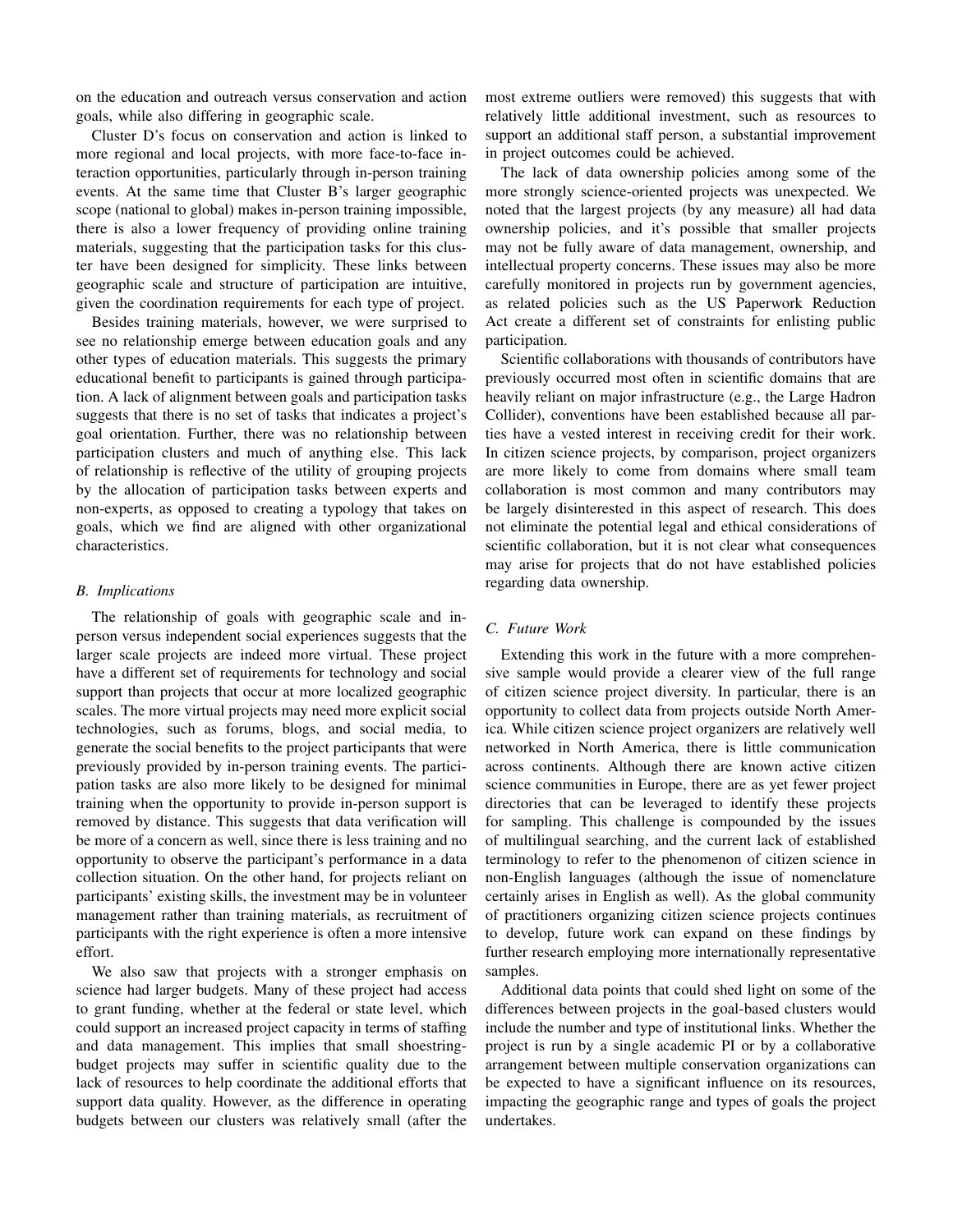on the education and outreach versus conservation and action goals, while also differing in geographic scale.

Cluster D's focus on conservation and action is linked to more regional and local projects, with more face-to-face interaction opportunities, particularly through in-person training events. At the same time that Cluster B's larger geographic scope (national to global) makes in-person training impossible, there is also a lower frequency of providing online training materials, suggesting that the participation tasks for this cluster have been designed for simplicity. These links between geographic scale and structure of participation are intuitive, given the coordination requirements for each type of project.

Besides training materials, however, we were surprised to see no relationship emerge between education goals and any other types of education materials. This suggests the primary educational benefit to participants is gained through participation. A lack of alignment between goals and participation tasks suggests that there is no set of tasks that indicates a project's goal orientation. Further, there was no relationship between participation clusters and much of anything else. This lack of relationship is reflective of the utility of grouping projects by the allocation of participation tasks between experts and non-experts, as opposed to creating a typology that takes on goals, which we find are aligned with other organizational characteristics.

### *B. Implications*

The relationship of goals with geographic scale and in-person versus independent social experiences suggests that the larger scale projects are indeed more virtual. These project have a different set of requirements for technology and social support than projects that occur at more localized geographic scales. The more virtual projects may need more explicit social technologies, such as forums, blogs, and social media, to generate the social benefits to the project participants that were previously provided by in-person training events. The participation tasks are also more likely to be designed for minimal training when the opportunity to provide in-person support is removed by distance. This suggests that data verification will be more of a concern as well, since there is less training and no opportunity to observe the participant's performance in a data collection situation. On the other hand, for projects reliant on participants' existing skills, the investment may be in volunteer management rather than training materials, as recruitment of participants with the right experience is often a more intensive effort.

We also saw that projects with a stronger emphasis on science had larger budgets. Many of these project had access to grant funding, whether at the federal or state level, which could support an increased project capacity in terms of staffing and data management. This implies that small shoestring-budget projects may suffer in scientific quality due to the lack of resources to help coordinate the additional efforts that support data quality. However, as the difference in operating budgets between our clusters was relatively small (after the most extreme outliers were removed) this suggests that with relatively little additional investment, such as resources to support an additional staff person, a substantial improvement in project outcomes could be achieved.

The lack of data ownership policies among some of the more strongly science-oriented projects was unexpected. We noted that the largest projects (by any measure) all had data ownership policies, and it's possible that smaller projects may not be fully aware of data management, ownership, and intellectual property concerns. These issues may also be more carefully monitored in projects run by government agencies, as related policies such as the US Paperwork Reduction Act create a different set of constraints for enlisting public participation.

Scientific collaborations with thousands of contributors have previously occurred most often in scientific domains that are heavily reliant on major infrastructure (e.g., the Large Hadron Collider), conventions have been established because all parties have a vested interest in receiving credit for their work. In citizen science projects, by comparison, project organizers are more likely to come from domains where small team collaboration is most common and many contributors may be largely disinterested in this aspect of research. This does not eliminate the potential legal and ethical considerations of scientific collaboration, but it is not clear what consequences may arise for projects that do not have established policies regarding data ownership.

### *C. Future Work*

Extending this work in the future with a more comprehensive sample would provide a clearer view of the full range of citizen science project diversity. In particular, there is an opportunity to collect data from projects outside North America. While citizen science project organizers are relatively well networked in North America, there is little communication across continents. Although there are known active citizen science communities in Europe, there are as yet fewer project directories that can be leveraged to identify these projects for sampling. This challenge is compounded by the issues of multilingual searching, and the current lack of established terminology to refer to the phenomenon of citizen science in non-English languages (although the issue of nomenclature certainly arises in English as well). As the global community of practitioners organizing citizen science projects continues to develop, future work can expand on these findings by further research employing more internationally representative samples.

Additional data points that could shed light on some of the differences between projects in the goal-based clusters would include the number and type of institutional links. Whether the project is run by a single academic PI or by a collaborative arrangement between multiple conservation organizations can be expected to have a significant influence on its resources, impacting the geographic range and types of goals the project undertakes.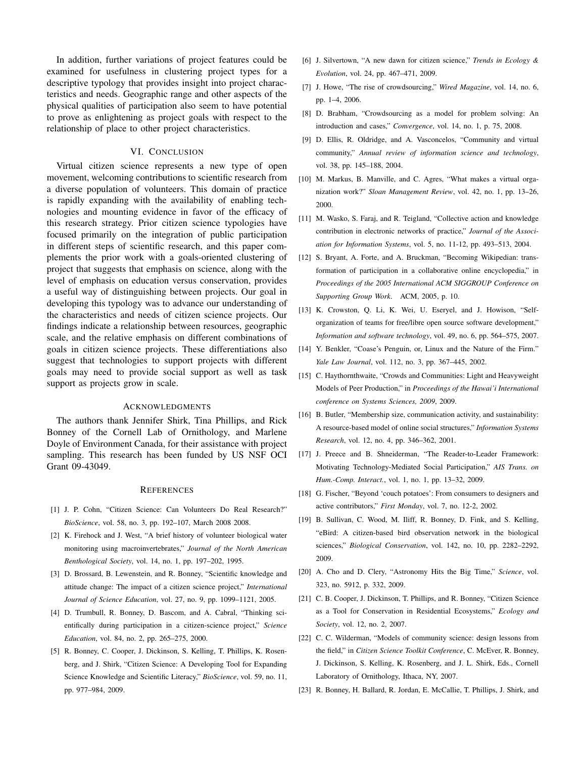In addition, further variations of project features could be examined for usefulness in clustering project types for a descriptive typology that provides insight into project characteristics and needs. Geographic range and other aspects of the physical qualities of participation also seem to have potential to prove as enlightening as project goals with respect to the relationship of place to other project characteristics.

## VI. Conclusion

Virtual citizen science represents a new type of open movement, welcoming contributions to scientific research from a diverse population of volunteers. This domain of practice is rapidly expanding with the availability of enabling technologies and mounting evidence in favor of the efficacy of this research strategy. Prior citizen science typologies have focused primarily on the integration of public participation in different steps of scientific research, and this paper complements the prior work with a goals-oriented clustering of project that suggests that emphasis on science, along with the level of emphasis on education versus conservation, provides a useful way of distinguishing between projects. Our goal in developing this typology was to advance our understanding of the characteristics and needs of citizen science projects. Our findings indicate a relationship between resources, geographic scale, and the relative emphasis on different combinations of goals in citizen science projects. These differentiations also suggest that technologies to support projects with different goals may need to provide social support as well as task support as projects grow in scale.

## Acknowledgments

The authors thank Jennifer Shirk, Tina Phillips, and Rick Bonney of the Cornell Lab of Ornithology, and Marlene Doyle of Environment Canada, for their assistance with project sampling. This research has been funded by US NSF OCI Grant 09-43049.

## References

[1] J. P. Cohn, "Citizen Science: Can Volunteers Do Real Research?" *BioScience*, vol. 58, no. 3, pp. 192–107, March 2008 2008.

[2] K. Firehock and J. West, "A brief history of volunteer biological water monitoring using macroinvertebrates," *Journal of the North American Benthological Society*, vol. 14, no. 1, pp. 197–202, 1995.

[3] D. Brossard, B. Lewenstein, and R. Bonney, "Scientific knowledge and attitude change: The impact of a citizen science project," *International Journal of Science Education*, vol. 27, no. 9, pp. 1099–1121, 2005.

[4] D. Trumbull, R. Bonney, D. Bascom, and A. Cabral, "Thinking scientifically during participation in a citizen-science project," *Science Education*, vol. 84, no. 2, pp. 265–275, 2000.

[5] R. Bonney, C. Cooper, J. Dickinson, S. Kelling, T. Phillips, K. Rosenberg, and J. Shirk, "Citizen Science: A Developing Tool for Expanding Science Knowledge and Scientific Literacy," *BioScience*, vol. 59, no. 11, pp. 977–984, 2009.

[6] J. Silvertown, "A new dawn for citizen science," *Trends in Ecology & Evolution*, vol. 24, pp. 467–471, 2009.

[7] J. Howe, "The rise of crowdsourcing," *Wired Magazine*, vol. 14, no. 6, pp. 1–4, 2006.

[8] D. Brabham, "Crowdsourcing as a model for problem solving: An introduction and cases," *Convergence*, vol. 14, no. 1, p. 75, 2008.

[9] D. Ellis, R. Oldridge, and A. Vasconcelos, "Community and virtual community," *Annual review of information science and technology*, vol. 38, pp. 145–188, 2004.

[10] M. Markus, B. Manville, and C. Agres, "What makes a virtual organization work?" *Sloan Management Review*, vol. 42, no. 1, pp. 13–26, 2000.

[11] M. Wasko, S. Faraj, and R. Teigland, "Collective action and knowledge contribution in electronic networks of practice," *Journal of the Association for Information Systems*, vol. 5, no. 11-12, pp. 493–513, 2004.

[12] S. Bryant, A. Forte, and A. Bruckman, "Becoming Wikipedian: transformation of participation in a collaborative online encyclopedia," in *Proceedings of the 2005 International ACM SIGGROUP Conference on Supporting Group Work*. ACM, 2005, p. 10.

[13] K. Crowston, Q. Li, K. Wei, U. Eseryel, and J. Howison, "Self-organization of teams for free/libre open source software development," *Information and software technology*, vol. 49, no. 6, pp. 564–575, 2007.

[14] Y. Benkler, "Coase's Penguin, or, Linux and the Nature of the Firm." *Yale Law Journal*, vol. 112, no. 3, pp. 367–445, 2002.

[15] C. Haythornthwaite, "Crowds and Communities: Light and Heavyweight Models of Peer Production," in *Proceedings of the Hawai'i International conference on Systems Sciences, 2009*, 2009.

[16] B. Butler, "Membership size, communication activity, and sustainability: A resource-based model of online social structures," *Information Systems Research*, vol. 12, no. 4, pp. 346–362, 2001.

[17] J. Preece and B. Shneiderman, "The Reader-to-Leader Framework: Motivating Technology-Mediated Social Participation," *AIS Trans. on Hum.-Comp. Interact.*, vol. 1, no. 1, pp. 13–32, 2009.

[18] G. Fischer, "Beyond 'couch potatoes': From consumers to designers and active contributors," *First Monday*, vol. 7, no. 12-2, 2002.

[19] B. Sullivan, C. Wood, M. Iliff, R. Bonney, D. Fink, and S. Kelling, "eBird: A citizen-based bird observation network in the biological sciences," *Biological Conservation*, vol. 142, no. 10, pp. 2282–2292, 2009.

[20] A. Cho and D. Clery, "Astronomy Hits the Big Time," *Science*, vol. 323, no. 5912, p. 332, 2009.

[21] C. B. Cooper, J. Dickinson, T. Phillips, and R. Bonney, "Citizen Science as a Tool for Conservation in Residential Ecosystems," *Ecology and Society*, vol. 12, no. 2, 2007.

[22] C. C. Wilderman, "Models of community science: design lessons from the field," in *Citizen Science Toolkit Conference*, C. McEver, R. Bonney, J. Dickinson, S. Kelling, K. Rosenberg, and J. L. Shirk, Eds., Cornell Laboratory of Ornithology, Ithaca, NY, 2007.

[23] R. Bonney, H. Ballard, R. Jordan, E. McCallie, T. Phillips, J. Shirk, and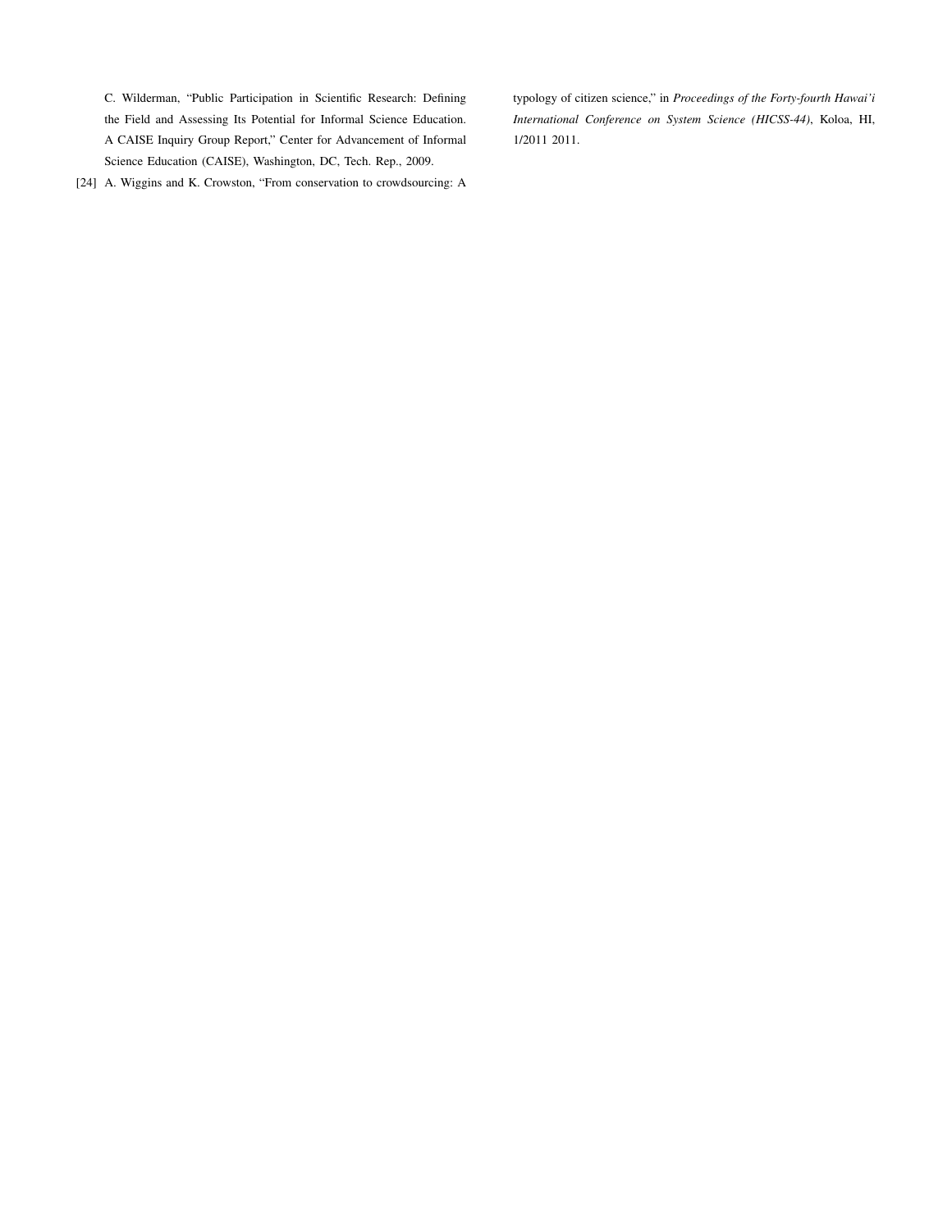C. Wilderman, "Public Participation in Scientific Research: Defining the Field and Assessing Its Potential for Informal Science Education. A CAISE Inquiry Group Report," Center for Advancement of Informal Science Education (CAISE), Washington, DC, Tech. Rep., 2009.

[24] A. Wiggins and K. Crowston, "From conservation to crowdsourcing: A typology of citizen science," in *Proceedings of the Forty-fourth Hawai'i International Conference on System Science (HICSS-44)*, Koloa, HI, 1/2011 2011.